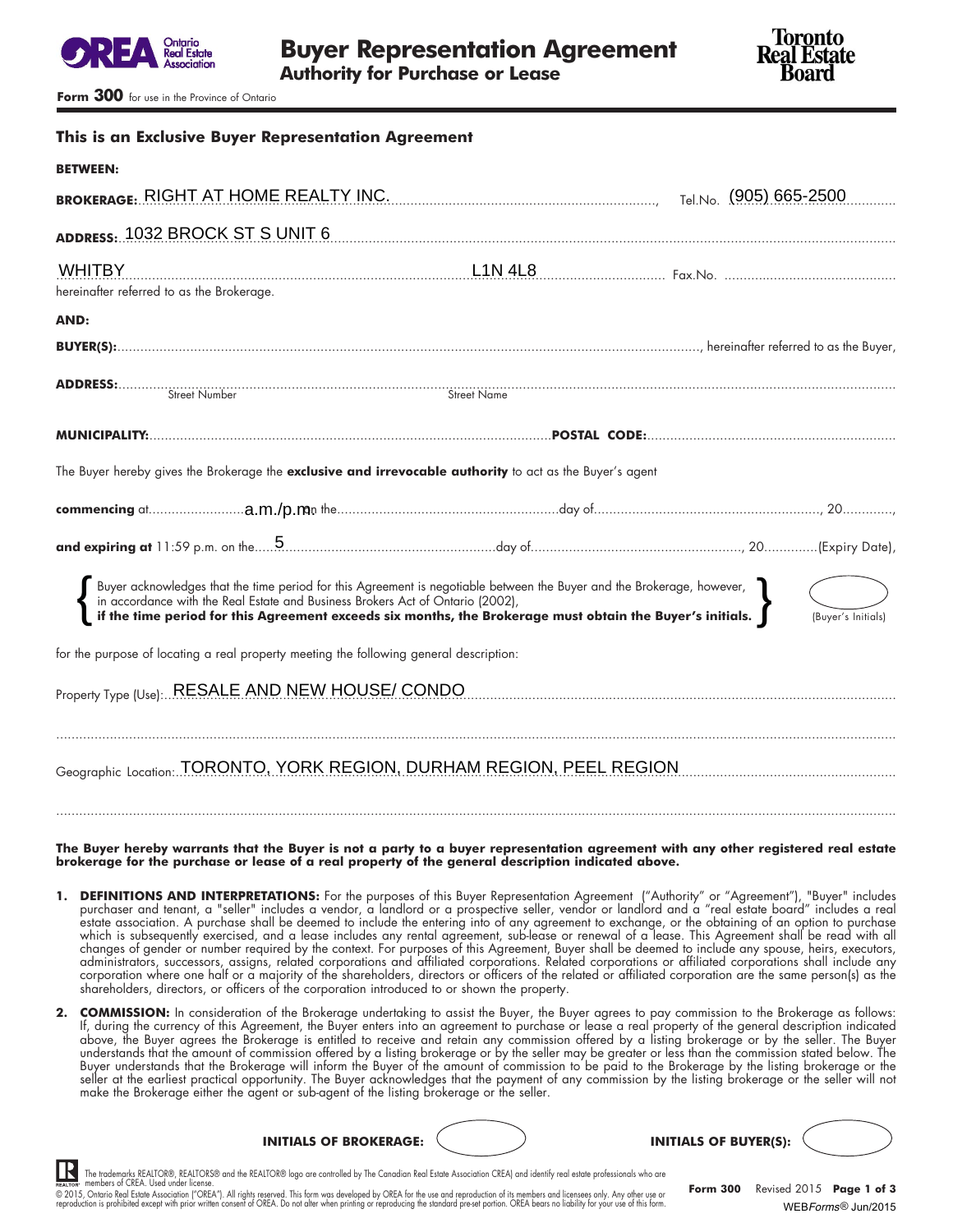



**Form 300** for use in the Province of Ontario

**This is an Exclusive Buyer Representation Agreement**

| <u>THIS IS UIT EXCLUSIVE DUYET REPRESENTUITUIT AYFEEMENT</u>                                                                                                                                                                               |  |                        |  |  |  |
|--------------------------------------------------------------------------------------------------------------------------------------------------------------------------------------------------------------------------------------------|--|------------------------|--|--|--|
| <b>BETWEEN:</b>                                                                                                                                                                                                                            |  |                        |  |  |  |
| BROKERAGE: RIGHT AT HOME REALTY INC.                                                                                                                                                                                                       |  | Tel.No. (905) 665-2500 |  |  |  |
| ADDRESS: 1032 BROCK ST S UNIT 6                                                                                                                                                                                                            |  |                        |  |  |  |
| <b>WHITBY</b>                                                                                                                                                                                                                              |  |                        |  |  |  |
| hereinafter referred to as the Brokerage.                                                                                                                                                                                                  |  |                        |  |  |  |
| <b>AND:</b>                                                                                                                                                                                                                                |  |                        |  |  |  |
| ADDRESS:<br>Street Number Street Number Street Number                                                                                                                                                                                      |  |                        |  |  |  |
|                                                                                                                                                                                                                                            |  |                        |  |  |  |
| The Buyer hereby gives the Brokerage the exclusive and irrevocable authority to act as the Buyer's agent                                                                                                                                   |  |                        |  |  |  |
|                                                                                                                                                                                                                                            |  |                        |  |  |  |
|                                                                                                                                                                                                                                            |  |                        |  |  |  |
| Buyer acknowledges that the time period for this Agreement is negotiable between the Buyer and the Brokerage, however,<br>in accordance with the Real Estate and Business Brokers Act of Ontario (2002),<br><b>if the time period for </b> |  | (Buyer's Initials)     |  |  |  |
| for the purpose of locating a real property meeting the following general description:                                                                                                                                                     |  |                        |  |  |  |
| Property Type (Use): RESALE AND NEW HOUSE/ CONDO                                                                                                                                                                                           |  |                        |  |  |  |
|                                                                                                                                                                                                                                            |  |                        |  |  |  |
| Geographic Location: TORONTO, YORK REGION, DURHAM REGION, PEEL REGION                                                                                                                                                                      |  |                        |  |  |  |
|                                                                                                                                                                                                                                            |  |                        |  |  |  |

**The Buyer hereby warrants that the Buyer is not a party to a buyer representation agreement with any other registered real estate brokerage for the purchase or lease of a real property of the general description indicated above.**

- **1. DEFINITIONS AND INTERPRETATIONS:** For the purposes of this Buyer Representation Agreement ("Authority" or "Agreement"), "Buyer" includes purchaser and tenant, a "seller" includes a vendor, a landlord or a prospective seller, vendor or landlord and a "real estate board" includes a real estate association. A purchase shall be deemed to include the entering into of any agreement to exchange, or the obtaining of an option to purchase which is subsequently exercised, and a lease includes any rental agreement, sub-lease or renewal of a lease. This Agreement shall be read with all changes of gender or number required by the context. For purposes of this Agreement, Buyer shall be deemed to include any spouse, heirs, executors, administrators, successors, assigns, related corporations and affiliated corporations. Related corporations or affiliated corporations shall include any corporation where one half or a majority of the shareholders, directors or officers of the related or affiliated corporation are the same person(s) as the shareholders, directors, or officers of the corporation introduced to or shown the property.
- **2. COMMISSION:** In consideration of the Brokerage undertaking to assist the Buyer, the Buyer agrees to pay commission to the Brokerage as follows: If, during the currency of this Agreement, the Buyer enters into an agreement to purchase or lease a real property of the general description indicated above, the Buyer agrees the Brokerage is entitled to receive and retain any commission offered by a listing brokerage or by the seller. The Buyer understands that the amount of commission offered by a listing brokerage or by the seller may be greater or less than the commission stated below. The Buyer understands that the Brokerage will inform the Buyer of the amount of commission to be paid to the Brokerage by the listing brokerage or the seller at the earliest practical opportunity. The Buyer acknowledges that the payment of any commission by the listing brokerage or the seller will not make the Brokerage either the agent or sub-agent of the listing brokerage or the seller.

**INITIALS OF BROKERAGE:**  $\left(\begin{array}{ccc} & \ & \ & \ & \ & & \end{array}\right)$  **INITIALS OF BUYER(S):** 





The trademarks REALTOR®, REALTORS® and the REALTOR® logo are controlled by The Canadian Real Estate Association CREA) and identify real estate professionals who are members of CREA. Used under license. C 2015, Ontario Real Estate Association ("OREA"). All rights reserved. Ihis form was developed by OREA for the use and reproduction of its members and licensees only. Any other use or the state of the standard preserved. I

**Form 300** Revised 2015 **Page 1 of 3**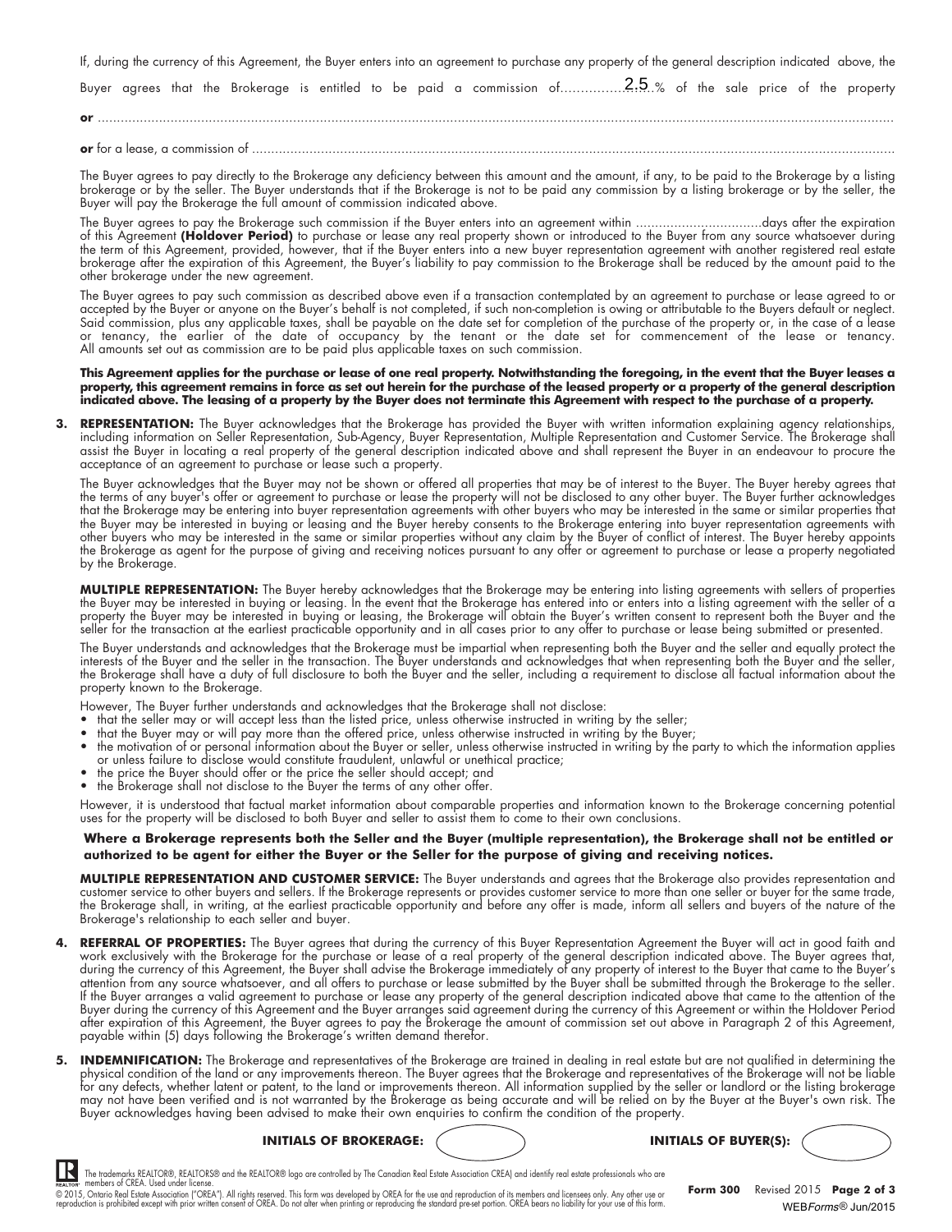If, during the currency of this Agreement, the Buyer enters into an agreement to purchase any property of the general description indicated above, the

Buyer agrees that the Brokerage is entitled to be paid a commission of………………2.5.% of the sale price of the property

**or** ................................................................................................................................................................................................................

**or** for a lease, a commission of ........................................................................................................................................................................

The Buyer agrees to pay directly to the Brokerage any deficiency between this amount and the amount, if any, to be paid to the Brokerage by a listing brokerage or by the seller. The Buyer understands that if the Brokerage is not to be paid any commission by a listing brokerage or by the seller, the Buyer will pay the Brokerage the full amount of commission indicated above.

The Buyer agrees to pay the Brokerage such commission if the Buyer enters into an agreement within .................................days after the expiration of this Agreement **(Holdover Period)** to purchase or lease any real property shown or introduced to the Buyer from any source whatsoever during the term of this Agreement, provided, however, that if the Buyer enters into a new buyer representation agreement with another registered real estate brokerage after the expiration of this Agreement, the Buyer's liability to pay commission to the Brokerage shall be reduced by the amount paid to the other brokerage under the new agreement.

The Buyer agrees to pay such commission as described above even if a transaction contemplated by an agreement to purchase or lease agreed to or accepted by the Buyer or anyone on the Buyer's behalf is not completed, if such non-completion is owing or attributable to the Buyers default or neglect. Said commission, plus any applicable taxes, shall be payable on the date set for completion of the purchase of the property or, in the case of a lease or tenancy, the earlier of the date of occupancy by the tenant or the date set for commencement of the lease or tenancy. All amounts set out as commission are to be paid plus applicable taxes on such commission.

**This Agreement applies for the purchase or lease of one real property. Notwithstanding the foregoing, in the event that the Buyer leases a property, this agreement remains in force as set out herein for the purchase of the leased property or a property of the general description indicated above. The leasing of a property by the Buyer does not terminate this Agreement with respect to the purchase of a property.**

**3. REPRESENTATION:** The Buyer acknowledges that the Brokerage has provided the Buyer with written information explaining agency relationships, including information on Seller Representation, Sub-Agency, Buyer Representation, Multiple Representation and Customer Service. The Brokerage shall assist the Buyer in locating a real property of the general description indicated above and shall represent the Buyer in an endeavour to procure the acceptance of an agreement to purchase or lease such a property.

The Buyer acknowledges that the Buyer may not be shown or offered all properties that may be of interest to the Buyer. The Buyer hereby agrees that the terms of any buyer's offer or agreement to purchase or lease the property will not be disclosed to any other buyer. The Buyer further acknowledges that the Brokerage may be entering into buyer representation agreements with other buyers who may be interested in the same or similar properties that the Buyer may be interested in buying or leasing and the Buyer hereby consents to the Brokerage entering into buyer representation agreements with other buyers who may be interested in the same or similar properties without any claim by the Buyer of conflict of interest. The Buyer hereby appoints the Brokerage as agent for the purpose of giving and receiving notices pursuant to any offer or agreement to purchase or lease a property negotiated by the Brokerage.

**MULTIPLE REPRESENTATION:** The Buyer hereby acknowledges that the Brokerage may be entering into listing agreements with sellers of properties the Buyer may be interested in buying or leasing. In the event that the Brokerage has entered into or enters into a listing agreement with the seller of a property the Buyer may be interested in buying or leasing, the Brokerage will obtain the Buyer's written consent to represent both the Buyer and the seller for the transaction at the earliest practicable opportunity and in all cases prior to any offer to purchase or lease being submitted or presented.

The Buyer understands and acknowledges that the Brokerage must be impartial when representing both the Buyer and the seller and equally protect the interests of the Buyer and the seller in the transaction. The Buyer understands and acknowledges that when representing both the Buyer and the seller, the Brokerage shall have a duty of full disclosure to both the Buyer and the seller, including a requirement to disclose all factual information about the property known to the Brokerage.

However, The Buyer further understands and acknowledges that the Brokerage shall not disclose:

- that the seller may or will accept less than the listed price, unless otherwise instructed in writing by the seller;
- that the Buyer may or will pay more than the offered price, unless otherwise instructed in writing by the Buyer;
- the motivation of or personal information about the Buyer or seller, unless otherwise instructed in writing by the party to which the information applies or unless failure to disclose would constitute fraudulent, unlawful or unethical practice;
- the price the Buyer should offer or the price the seller should accept; and
- the Brokerage shall not disclose to the Buyer the terms of any other offer.

However, it is understood that factual market information about comparable properties and information known to the Brokerage concerning potential uses for the property will be disclosed to both Buyer and seller to assist them to come to their own conclusions.

## **Where a Brokerage represents both the Seller and the Buyer (multiple representation), the Brokerage shall not be entitled or authorized to be agent for either the Buyer or the Seller for the purpose of giving and receiving notices.**

**MULTIPLE REPRESENTATION AND CUSTOMER SERVICE:** The Buyer understands and agrees that the Brokerage also provides representation and customer service to other buyers and sellers. If the Brokerage represents or provides customer service to more than one seller or buyer for the same trade, the Brokerage shall, in writing, at the earliest practicable opportunity and before any offer is made, inform all sellers and buyers of the nature of the Brokerage's relationship to each seller and buyer.

- **4. REFERRAL OF PROPERTIES:** The Buyer agrees that during the currency of this Buyer Representation Agreement the Buyer will act in good faith and work exclusively with the Brokerage for the purchase or lease of a real property of the general description indicated above. The Buyer agrees that, during the currency of this Agreement, the Buyer shall advise the Brokerage immediately of any property of interest to the Buyer that came to the Buyer's attention from any source whatsoever, and all offers to purchase or lease submitted by the Buyer shall be submitted through the Brokerage to the seller. If the Buyer arranges a valid agreement to purchase or lease any property of the general description indicated above that came to the attention of the Buyer during the currency of this Agreement and the Buyer arranges said agreement during the currency of this Agreement or within the Holdover Period after expiration of this Agreement, the Buyer agrees to pay the Brokerage the amount of commission set out above in Paragraph 2 of this Agreement, payable within (5) days following the Brokerage's written demand therefor.
- **5. INDEMNIFICATION:** The Brokerage and representatives of the Brokerage are trained in dealing in real estate but are not qualified in determining the physical condition of the land or any improvements thereon. The Buyer agrees that the Brokerage and representatives of the Brokerage will not be liable for any defects, whether latent or patent, to the land or improvements thereon. All information supplied by the seller or landlord or the listing brokerage may not have been verified and is not warranted by the Brokerage as being accurate and will be relied on by the Buyer at the Buyer's own risk. The Buyer acknowledges having been advised to make their own enquiries to confirm the condition of the property.



Ihe trademarks KEALIOR®, KEALIORS® and the KEALIOR® logo are controlled by The Canadian Keal Estate Association CREA) and identity real estate protessionals who are<br>members of CREA. Used under license. C 2015, Ontario Real Estate Association ("OREA"). All rights reserved. Ihis form was developed by OREA for the use and reproduction of its members and licensees only. Any other use or the state of the standard preserved. I

**Form 300** Revised 2015 **Page 2 of 3**